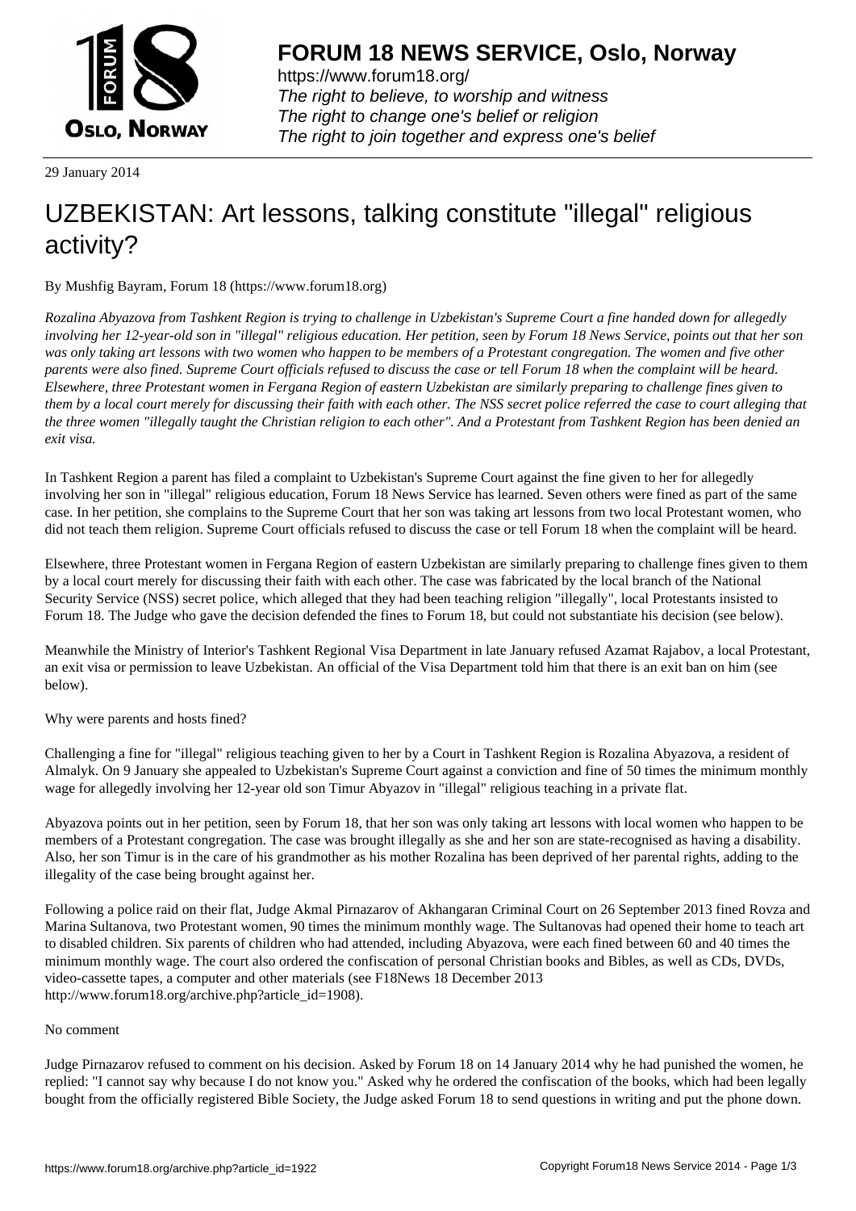# FORUM 18 NEWS SERVICE, Oslo, Norway

https://www.forum18.org/
*The right to believe, to worship and witness*
*The right to change one's belief or religion*
*The right to join together and express one's belief*

29 January 2014

## UZBEKISTAN: Art lessons, talking constitute "illegal" religious activity?

By Mushfig Bayram, Forum 18 (https://www.forum18.org)

*Rozalina Abyazova from Tashkent Region is trying to challenge in Uzbekistan's Supreme Court a fine handed down for allegedly involving her 12-year-old son in "illegal" religious education. Her petition, seen by Forum 18 News Service, points out that her son was only taking art lessons with two women who happen to be members of a Protestant congregation. The women and five other parents were also fined. Supreme Court officials refused to discuss the case or tell Forum 18 when the complaint will be heard. Elsewhere, three Protestant women in Fergana Region of eastern Uzbekistan are similarly preparing to challenge fines given to them by a local court merely for discussing their faith with each other. The NSS secret police referred the case to court alleging that the three women "illegally taught the Christian religion to each other". And a Protestant from Tashkent Region has been denied an exit visa.*

In Tashkent Region a parent has filed a complaint to Uzbekistan's Supreme Court against the fine given to her for allegedly involving her son in "illegal" religious education, Forum 18 News Service has learned. Seven others were fined as part of the same case. In her petition, she complains to the Supreme Court that her son was taking art lessons from two local Protestant women, who did not teach them religion. Supreme Court officials refused to discuss the case or tell Forum 18 when the complaint will be heard.

Elsewhere, three Protestant women in Fergana Region of eastern Uzbekistan are similarly preparing to challenge fines given to them by a local court merely for discussing their faith with each other. The case was fabricated by the local branch of the National Security Service (NSS) secret police, which alleged that they had been teaching religion "illegally", local Protestants insisted to Forum 18. The Judge who gave the decision defended the fines to Forum 18, but could not substantiate his decision (see below).

Meanwhile the Ministry of Interior's Tashkent Regional Visa Department in late January refused Azamat Rajabov, a local Protestant, an exit visa or permission to leave Uzbekistan. An official of the Visa Department told him that there is an exit ban on him (see below).

Why were parents and hosts fined?

Challenging a fine for "illegal" religious teaching given to her by a Court in Tashkent Region is Rozalina Abyazova, a resident of Almalyk. On 9 January she appealed to Uzbekistan's Supreme Court against a conviction and fine of 50 times the minimum monthly wage for allegedly involving her 12-year old son Timur Abyazov in "illegal" religious teaching in a private flat.

Abyazova points out in her petition, seen by Forum 18, that her son was only taking art lessons with local women who happen to be members of a Protestant congregation. The case was brought illegally as she and her son are state-recognised as having a disability. Also, her son Timur is in the care of his grandmother as his mother Rozalina has been deprived of her parental rights, adding to the illegality of the case being brought against her.

Following a police raid on their flat, Judge Akmal Pirnazarov of Akhangaran Criminal Court on 26 September 2013 fined Rovza and Marina Sultanova, two Protestant women, 90 times the minimum monthly wage. The Sultanovas had opened their home to teach art to disabled children. Six parents of children who had attended, including Abyazova, were each fined between 60 and 40 times the minimum monthly wage. The court also ordered the confiscation of personal Christian books and Bibles, as well as CDs, DVDs, video-cassette tapes, a computer and other materials (see F18News 18 December 2013 http://www.forum18.org/archive.php?article_id=1908).

No comment

Judge Pirnazarov refused to comment on his decision. Asked by Forum 18 on 14 January 2014 why he had punished the women, he replied: "I cannot say why because I do not know you." Asked why he ordered the confiscation of the books, which had been legally bought from the officially registered Bible Society, the Judge asked Forum 18 to send questions in writing and put the phone down.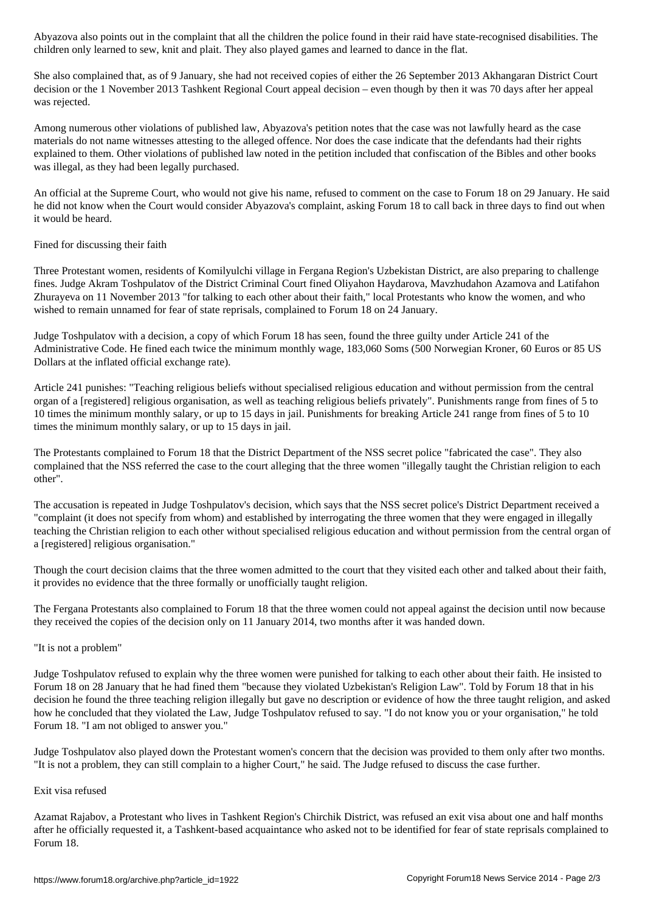Abyazova also points out in the complaint that all the children the police found in their raid have state-recognised disabilities. The children only learned to sew, knit and plait. They also played games and learned to dance in the flat.

She also complained that, as of 9 January, she had not received copies of either the 26 September 2013 Akhangaran District Court decision or the 1 November 2013 Tashkent Regional Court appeal decision – even though by then it was 70 days after her appeal was rejected.

Among numerous other violations of published law, Abyazova's petition notes that the case was not lawfully heard as the case materials do not name witnesses attesting to the alleged offence. Nor does the case indicate that the defendants had their rights explained to them. Other violations of published law noted in the petition included that confiscation of the Bibles and other books was illegal, as they had been legally purchased.

An official at the Supreme Court, who would not give his name, refused to comment on the case to Forum 18 on 29 January. He said he did not know when the Court would consider Abyazova's complaint, asking Forum 18 to call back in three days to find out when it would be heard.

## Fined for discussing their faith

Three Protestant women, residents of Komilyulchi village in Fergana Region's Uzbekistan District, are also preparing to challenge fines. Judge Akram Toshpulatov of the District Criminal Court fined Oliyahon Haydarova, Mavzhudahon Azamova and Latifahon Zhurayeva on 11 November 2013 "for talking to each other about their faith," local Protestants who know the women, and who wished to remain unnamed for fear of state reprisals, complained to Forum 18 on 24 January.

Judge Toshpulatov with a decision, a copy of which Forum 18 has seen, found the three guilty under Article 241 of the Administrative Code. He fined each twice the minimum monthly wage, 183,060 Soms (500 Norwegian Kroner, 60 Euros or 85 US Dollars at the inflated official exchange rate).

Article 241 punishes: "Teaching religious beliefs without specialised religious education and without permission from the central organ of a [registered] religious organisation, as well as teaching religious beliefs privately". Punishments range from fines of 5 to 10 times the minimum monthly salary, or up to 15 days in jail. Punishments for breaking Article 241 range from fines of 5 to 10 times the minimum monthly salary, or up to 15 days in jail.

The Protestants complained to Forum 18 that the District Department of the NSS secret police "fabricated the case". They also complained that the NSS referred the case to the court alleging that the three women "illegally taught the Christian religion to each other".

The accusation is repeated in Judge Toshpulatov's decision, which says that the NSS secret police's District Department received a "complaint (it does not specify from whom) and established by interrogating the three women that they were engaged in illegally teaching the Christian religion to each other without specialised religious education and without permission from the central organ of a [registered] religious organisation."

Though the court decision claims that the three women admitted to the court that they visited each other and talked about their faith, it provides no evidence that the three formally or unofficially taught religion.

The Fergana Protestants also complained to Forum 18 that the three women could not appeal against the decision until now because they received the copies of the decision only on 11 January 2014, two months after it was handed down.

## "It is not a problem"

Judge Toshpulatov refused to explain why the three women were punished for talking to each other about their faith. He insisted to Forum 18 on 28 January that he had fined them "because they violated Uzbekistan's Religion Law". Told by Forum 18 that in his decision he found the three teaching religion illegally but gave no description or evidence of how the three taught religion, and asked how he concluded that they violated the Law, Judge Toshpulatov refused to say. "I do not know you or your organisation," he told Forum 18. "I am not obliged to answer you."

Judge Toshpulatov also played down the Protestant women's concern that the decision was provided to them only after two months. "It is not a problem, they can still complain to a higher Court," he said. The Judge refused to discuss the case further.

## Exit visa refused

Azamat Rajabov, a Protestant who lives in Tashkent Region's Chirchik District, was refused an exit visa about one and half months after he officially requested it, a Tashkent-based acquaintance who asked not to be identified for fear of state reprisals complained to Forum 18.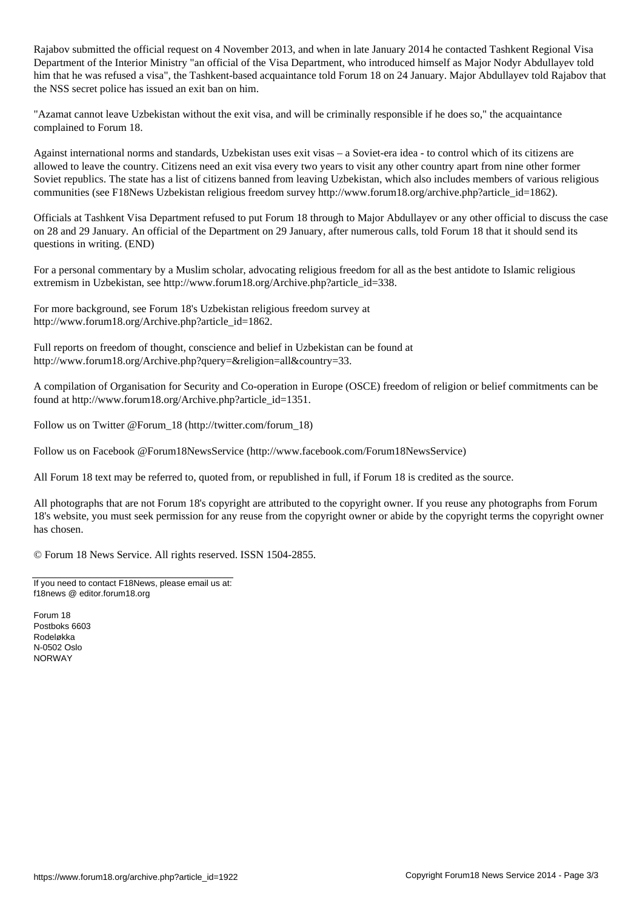Rajabov submitted the official request on 4 November 2013, and when in late January 2014 he contacted Tashkent Regional Visa Department of the Interior Ministry "an official of the Visa Department, who introduced himself as Major Nodyr Abdullayev told him that he was refused a visa", the Tashkent-based acquaintance told Forum 18 on 24 January. Major Abdullayev told Rajabov that the NSS secret police has issued an exit ban on him.

"Azamat cannot leave Uzbekistan without the exit visa, and will be criminally responsible if he does so," the acquaintance complained to Forum 18.

Against international norms and standards, Uzbekistan uses exit visas – a Soviet-era idea - to control which of its citizens are allowed to leave the country. Citizens need an exit visa every two years to visit any other country apart from nine other former Soviet republics. The state has a list of citizens banned from leaving Uzbekistan, which also includes members of various religious communities (see F18News Uzbekistan religious freedom survey http://www.forum18.org/archive.php?article_id=1862).

Officials at Tashkent Visa Department refused to put Forum 18 through to Major Abdullayev or any other official to discuss the case on 28 and 29 January. An official of the Department on 29 January, after numerous calls, told Forum 18 that it should send its questions in writing. (END)

For a personal commentary by a Muslim scholar, advocating religious freedom for all as the best antidote to Islamic religious extremism in Uzbekistan, see http://www.forum18.org/Archive.php?article_id=338.

For more background, see Forum 18's Uzbekistan religious freedom survey at http://www.forum18.org/Archive.php?article_id=1862.

Full reports on freedom of thought, conscience and belief in Uzbekistan can be found at http://www.forum18.org/Archive.php?query=&religion=all&country=33.

A compilation of Organisation for Security and Co-operation in Europe (OSCE) freedom of religion or belief commitments can be found at http://www.forum18.org/Archive.php?article_id=1351.

Follow us on Twitter @Forum_18 (http://twitter.com/forum_18)

Follow us on Facebook @Forum18NewsService (http://www.facebook.com/Forum18NewsService)

All Forum 18 text may be referred to, quoted from, or republished in full, if Forum 18 is credited as the source.

All photographs that are not Forum 18's copyright are attributed to the copyright owner. If you reuse any photographs from Forum 18's website, you must seek permission for any reuse from the copyright owner or abide by the copyright terms the copyright owner has chosen.

© Forum 18 News Service. All rights reserved. ISSN 1504-2855.

If you need to contact F18News, please email us at:
f18news @ editor.forum18.org

Forum 18
Postboks 6603
Rodeløkka
N-0502 Oslo
NORWAY